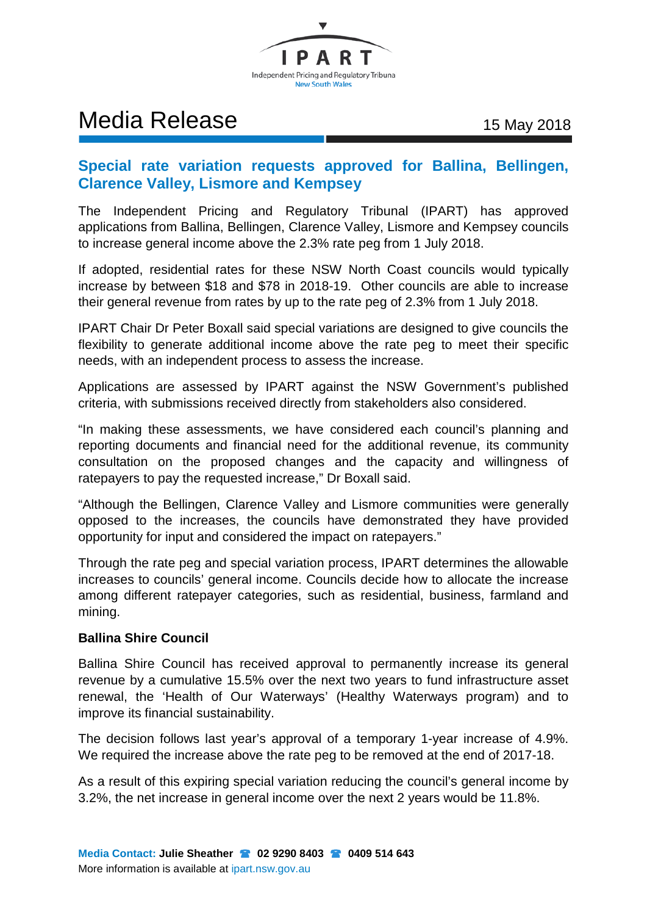IPART

Independent Pricing and Regulatory Tribunal

New South Wales

# Media Release

15 May 2018

## Special rate variation requests approved for Ballina, Bellingen, Clarence Valley, Lismore and Kempsey

The Independent Pricing and Regulatory Tribunal (IPART) has approved applications from Ballina, Bellingen, Clarence Valley, Lismore and Kempsey councils to increase general income above the 2.3% rate peg from 1 July 2018.

If adopted, residential rates for these NSW North Coast councils would typically increase by between $18 and $78 in 2018-19. Other councils are able to increase their general revenue from rates by up to the rate peg of 2.3% from 1 July 2018.

IPART Chair Dr Peter Boxall said special variations are designed to give councils the flexibility to generate additional income above the rate peg to meet their specific needs, with an independent process to assess the increase.

Applications are assessed by IPART against the NSW Government's published criteria, with submissions received directly from stakeholders also considered.

"In making these assessments, we have considered each council's planning and reporting documents and financial need for the additional revenue, its community consultation on the proposed changes and the capacity and willingness of ratepayers to pay the requested increase," Dr Boxall said.

"Although the Bellingen, Clarence Valley and Lismore communities were generally opposed to the increases, the councils have demonstrated they have provided opportunity for input and considered the impact on ratepayers."

Through the rate peg and special variation process, IPART determines the allowable increases to councils' general income. Councils decide how to allocate the increase among different ratepayer categories, such as residential, business, farmland and mining.

**Ballina Shire Council**

Ballina Shire Council has received approval to permanently increase its general revenue by a cumulative 15.5% over the next two years to fund infrastructure asset renewal, the 'Health of Our Waterways' (Healthy Waterways program) and to improve its financial sustainability.

The decision follows last year's approval of a temporary 1-year increase of 4.9%. We required the increase above the rate peg to be removed at the end of 2017-18.

As a result of this expiring special variation reducing the council's general income by 3.2%, the net increase in general income over the next 2 years would be 11.8%.

**Media Contact:** **Julie Sheather** ☎ **02 9290 8403** ☎ **0409 514 643**

More information is available at ipart.nsw.gov.au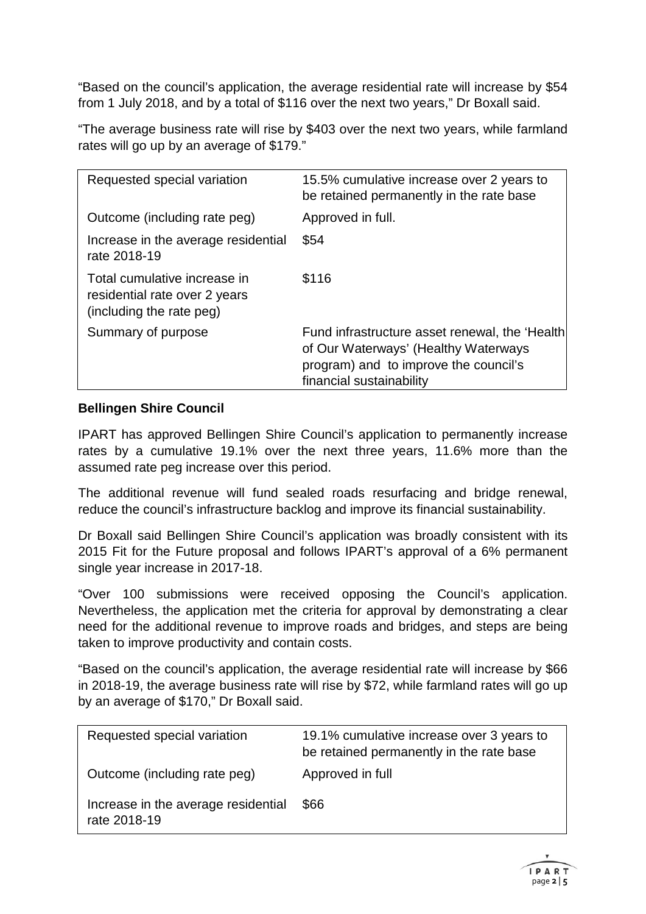"Based on the council's application, the average residential rate will increase by $54 from 1 July 2018, and by a total of $116 over the next two years," Dr Boxall said.

"The average business rate will rise by $403 over the next two years, while farmland rates will go up by an average of $179."

| Requested special variation | 15.5% cumulative increase over 2 years to be retained permanently in the rate base |
|---|---|
| Outcome (including rate peg) | Approved in full. |
| Increase in the average residential rate 2018-19 | $54 |
| Total cumulative increase in residential rate over 2 years (including the rate peg) | $116 |
| Summary of purpose | Fund infrastructure asset renewal, the 'Health of Our Waterways' (Healthy Waterways program) and to improve the council's financial sustainability |

**Bellingen Shire Council**

IPART has approved Bellingen Shire Council's application to permanently increase rates by a cumulative 19.1% over the next three years, 11.6% more than the assumed rate peg increase over this period.

The additional revenue will fund sealed roads resurfacing and bridge renewal, reduce the council's infrastructure backlog and improve its financial sustainability.

Dr Boxall said Bellingen Shire Council's application was broadly consistent with its 2015 Fit for the Future proposal and follows IPART's approval of a 6% permanent single year increase in 2017-18.

"Over 100 submissions were received opposing the Council's application. Nevertheless, the application met the criteria for approval by demonstrating a clear need for the additional revenue to improve roads and bridges, and steps are being taken to improve productivity and contain costs.

"Based on the council's application, the average residential rate will increase by $66 in 2018-19, the average business rate will rise by $72, while farmland rates will go up by an average of $170," Dr Boxall said.

| Requested special variation | 19.1% cumulative increase over 3 years to be retained permanently in the rate base |
|---|---|
| Outcome (including rate peg) | Approved in full |
| Increase in the average residential rate 2018-19 | $66 |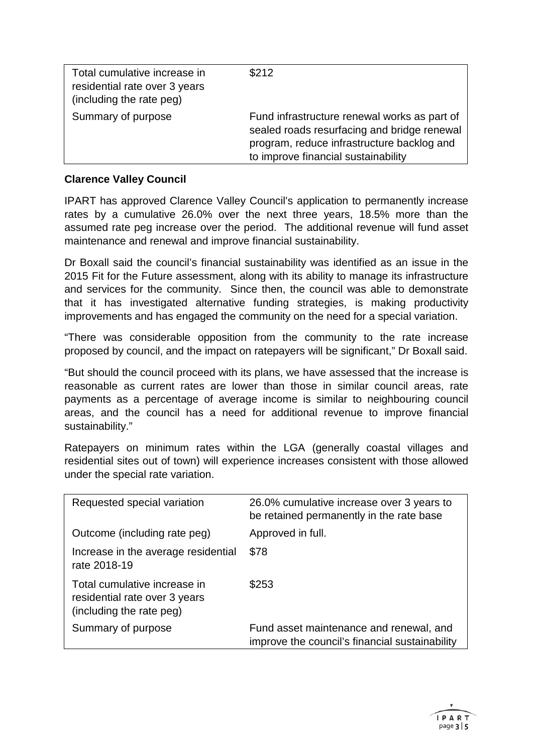| | |
|---|---|
| Total cumulative increase in residential rate over 3 years (including the rate peg) | \$212 |
| Summary of purpose | Fund infrastructure renewal works as part of sealed roads resurfacing and bridge renewal program, reduce infrastructure backlog and to improve financial sustainability |

**Clarence Valley Council**

IPART has approved Clarence Valley Council's application to permanently increase rates by a cumulative 26.0% over the next three years, 18.5% more than the assumed rate peg increase over the period. The additional revenue will fund asset maintenance and renewal and improve financial sustainability.

Dr Boxall said the council's financial sustainability was identified as an issue in the 2015 Fit for the Future assessment, along with its ability to manage its infrastructure and services for the community. Since then, the council was able to demonstrate that it has investigated alternative funding strategies, is making productivity improvements and has engaged the community on the need for a special variation.

"There was considerable opposition from the community to the rate increase proposed by council, and the impact on ratepayers will be significant," Dr Boxall said.

"But should the council proceed with its plans, we have assessed that the increase is reasonable as current rates are lower than those in similar council areas, rate payments as a percentage of average income is similar to neighbouring council areas, and the council has a need for additional revenue to improve financial sustainability."

Ratepayers on minimum rates within the LGA (generally coastal villages and residential sites out of town) will experience increases consistent with those allowed under the special rate variation.

| | |
|---|---|
| Requested special variation | 26.0% cumulative increase over 3 years to be retained permanently in the rate base |
| Outcome (including rate peg) | Approved in full. |
| Increase in the average residential rate 2018-19 | \$78 |
| Total cumulative increase in residential rate over 3 years (including the rate peg) | \$253 |
| Summary of purpose | Fund asset maintenance and renewal, and improve the council's financial sustainability |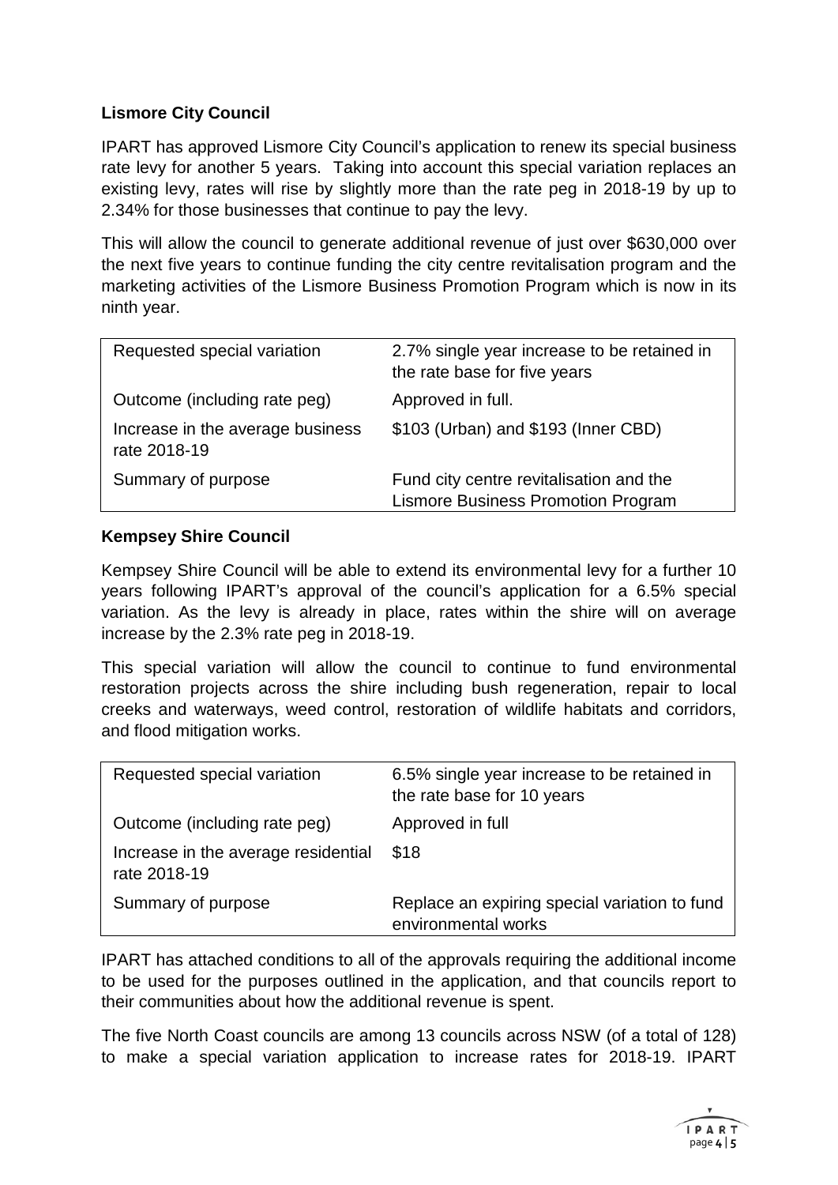### Lismore City Council

IPART has approved Lismore City Council's application to renew its special business rate levy for another 5 years. Taking into account this special variation replaces an existing levy, rates will rise by slightly more than the rate peg in 2018-19 by up to 2.34% for those businesses that continue to pay the levy.

This will allow the council to generate additional revenue of just over $630,000 over the next five years to continue funding the city centre revitalisation program and the marketing activities of the Lismore Business Promotion Program which is now in its ninth year.

| | |
|---|---|
| Requested special variation | 2.7% single year increase to be retained in the rate base for five years |
| Outcome (including rate peg) | Approved in full. |
| Increase in the average business rate 2018-19 | $103 (Urban) and $193 (Inner CBD) |
| Summary of purpose | Fund city centre revitalisation and the Lismore Business Promotion Program |

### Kempsey Shire Council

Kempsey Shire Council will be able to extend its environmental levy for a further 10 years following IPART's approval of the council's application for a 6.5% special variation. As the levy is already in place, rates within the shire will on average increase by the 2.3% rate peg in 2018-19.

This special variation will allow the council to continue to fund environmental restoration projects across the shire including bush regeneration, repair to local creeks and waterways, weed control, restoration of wildlife habitats and corridors, and flood mitigation works.

| | |
|---|---|
| Requested special variation | 6.5% single year increase to be retained in the rate base for 10 years |
| Outcome (including rate peg) | Approved in full |
| Increase in the average residential rate 2018-19 | $18 |
| Summary of purpose | Replace an expiring special variation to fund environmental works |

IPART has attached conditions to all of the approvals requiring the additional income to be used for the purposes outlined in the application, and that councils report to their communities about how the additional revenue is spent.

The five North Coast councils are among 13 councils across NSW (of a total of 128) to make a special variation application to increase rates for 2018-19. IPART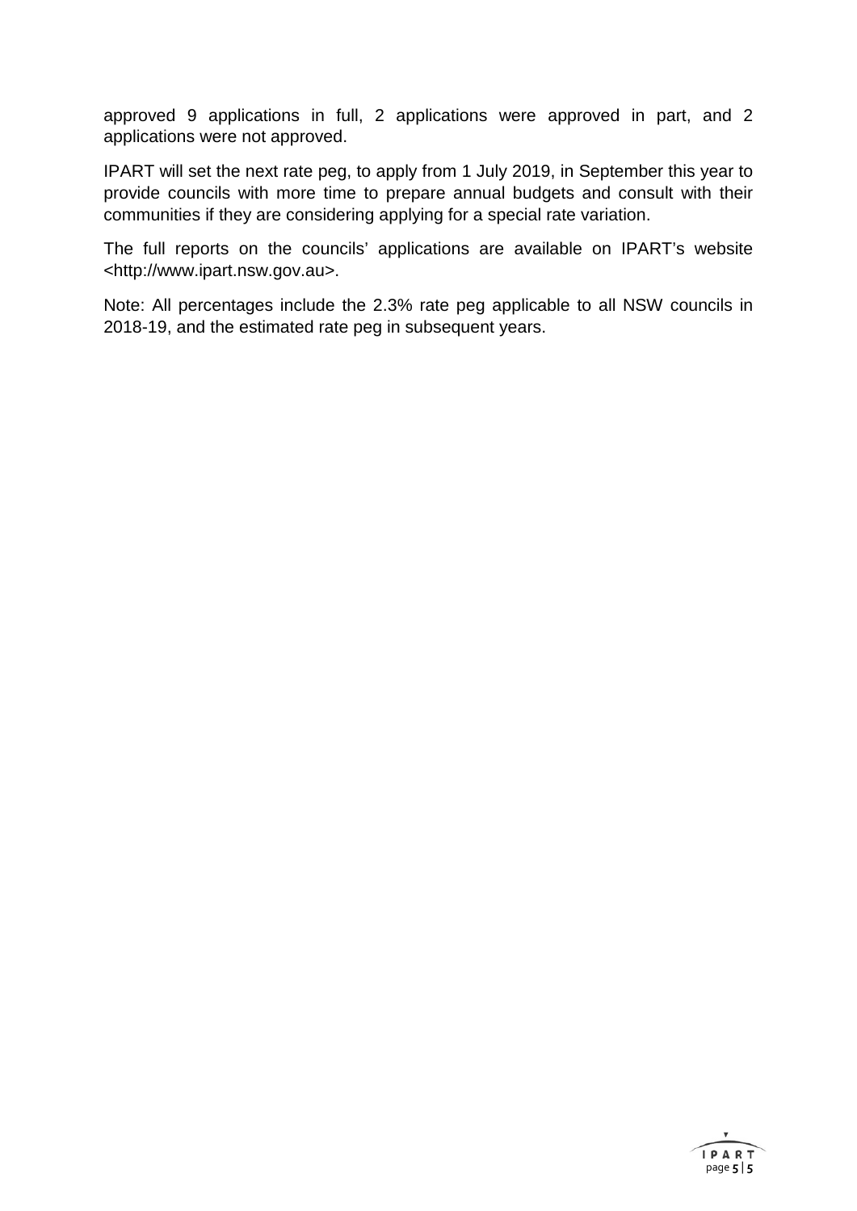approved 9 applications in full, 2 applications were approved in part, and 2 applications were not approved.

IPART will set the next rate peg, to apply from 1 July 2019, in September this year to provide councils with more time to prepare annual budgets and consult with their communities if they are considering applying for a special rate variation.

The full reports on the councils' applications are available on IPART's website <http://www.ipart.nsw.gov.au>.

Note: All percentages include the 2.3% rate peg applicable to all NSW councils in 2018-19, and the estimated rate peg in subsequent years.